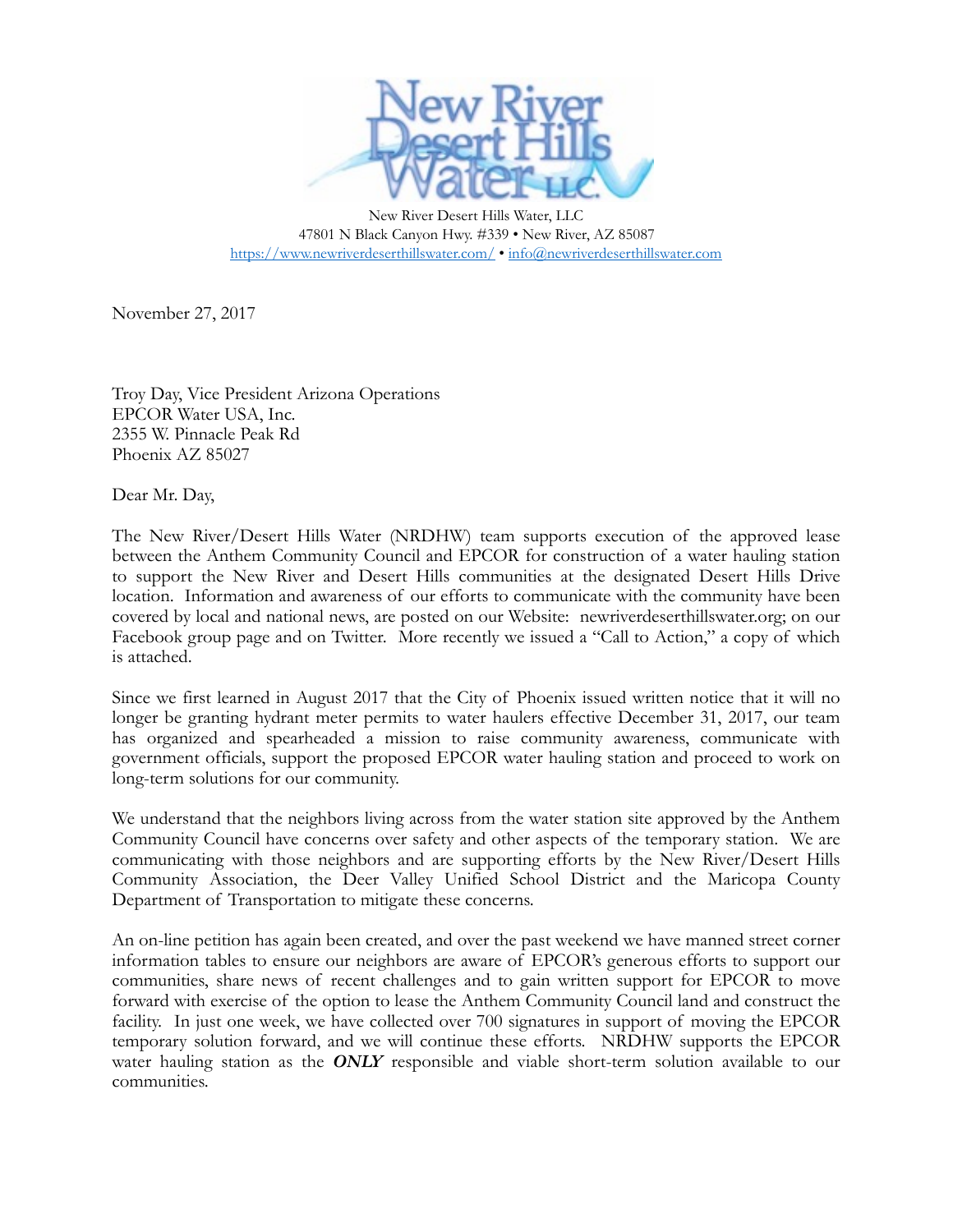New River Desert Hills Water, LLC
47801 N Black Canyon Hwy. #339 • New River, AZ 85087
https://www.newriverdeserthillswater.com/ • info@newriverdeserthillswater.com

November 27, 2017

Troy Day, Vice President Arizona Operations
EPCOR Water USA, Inc.
2355 W. Pinnacle Peak Rd
Phoenix AZ 85027

Dear Mr. Day,

The New River/Desert Hills Water (NRDHW) team supports execution of the approved lease between the Anthem Community Council and EPCOR for construction of a water hauling station to support the New River and Desert Hills communities at the designated Desert Hills Drive location. Information and awareness of our efforts to communicate with the community have been covered by local and national news, are posted on our Website: newriverdeserthillswater.org; on our Facebook group page and on Twitter. More recently we issued a "Call to Action," a copy of which is attached.

Since we first learned in August 2017 that the City of Phoenix issued written notice that it will no longer be granting hydrant meter permits to water haulers effective December 31, 2017, our team has organized and spearheaded a mission to raise community awareness, communicate with government officials, support the proposed EPCOR water hauling station and proceed to work on long-term solutions for our community.

We understand that the neighbors living across from the water station site approved by the Anthem Community Council have concerns over safety and other aspects of the temporary station. We are communicating with those neighbors and are supporting efforts by the New River/Desert Hills Community Association, the Deer Valley Unified School District and the Maricopa County Department of Transportation to mitigate these concerns.

An on-line petition has again been created, and over the past weekend we have manned street corner information tables to ensure our neighbors are aware of EPCOR's generous efforts to support our communities, share news of recent challenges and to gain written support for EPCOR to move forward with exercise of the option to lease the Anthem Community Council land and construct the facility. In just one week, we have collected over 700 signatures in support of moving the EPCOR temporary solution forward, and we will continue these efforts. NRDHW supports the EPCOR water hauling station as the ***ONLY*** responsible and viable short-term solution available to our communities.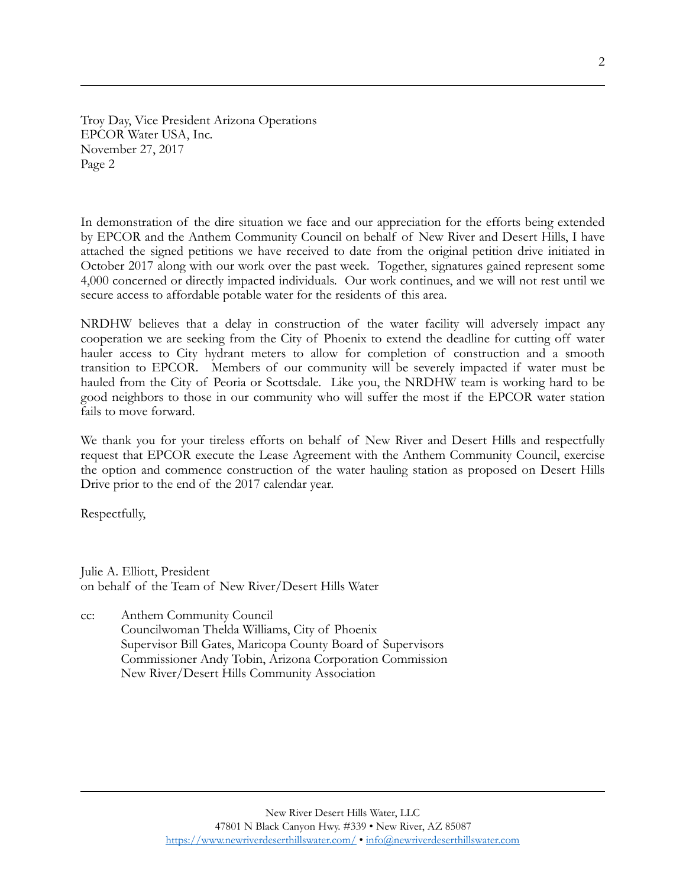Troy Day, Vice President Arizona Operations
EPCOR Water USA, Inc.
November 27, 2017
Page 2

In demonstration of the dire situation we face and our appreciation for the efforts being extended by EPCOR and the Anthem Community Council on behalf of New River and Desert Hills, I have attached the signed petitions we have received to date from the original petition drive initiated in October 2017 along with our work over the past week. Together, signatures gained represent some 4,000 concerned or directly impacted individuals. Our work continues, and we will not rest until we secure access to affordable potable water for the residents of this area.

NRDHW believes that a delay in construction of the water facility will adversely impact any cooperation we are seeking from the City of Phoenix to extend the deadline for cutting off water hauler access to City hydrant meters to allow for completion of construction and a smooth transition to EPCOR. Members of our community will be severely impacted if water must be hauled from the City of Peoria or Scottsdale. Like you, the NRDHW team is working hard to be good neighbors to those in our community who will suffer the most if the EPCOR water station fails to move forward.

We thank you for your tireless efforts on behalf of New River and Desert Hills and respectfully request that EPCOR execute the Lease Agreement with the Anthem Community Council, exercise the option and commence construction of the water hauling station as proposed on Desert Hills Drive prior to the end of the 2017 calendar year.

Respectfully,

Julie A. Elliott, President
on behalf of the Team of New River/Desert Hills Water

cc: Anthem Community Council
Councilwoman Thelda Williams, City of Phoenix
Supervisor Bill Gates, Maricopa County Board of Supervisors
Commissioner Andy Tobin, Arizona Corporation Commission
New River/Desert Hills Community Association

New River Desert Hills Water, LLC
47801 N Black Canyon Hwy. #339 • New River, AZ 85087
https://www.newriverdeserthillswater.com/ • info@newriverdeserthillswater.com